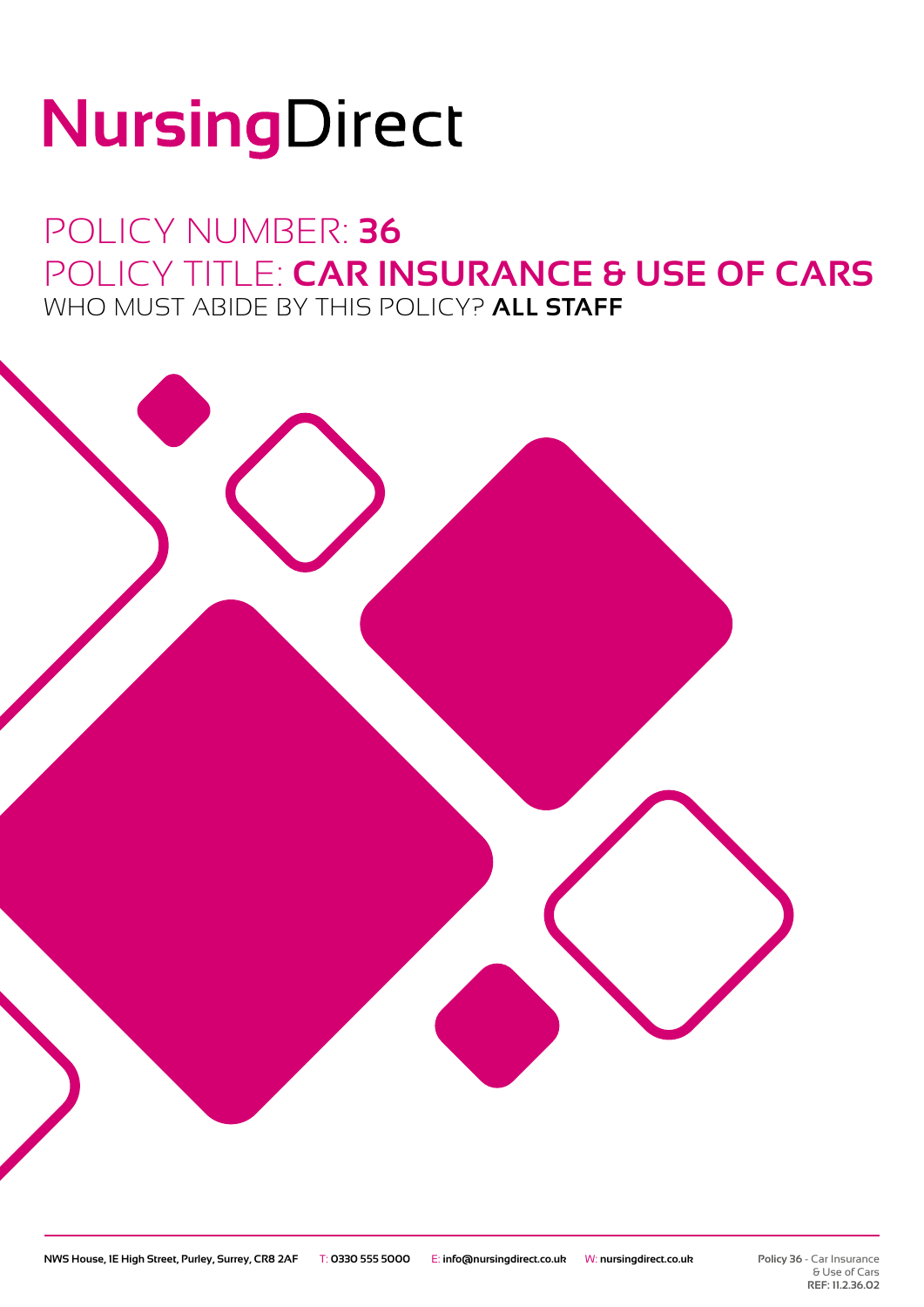# NursingDirect

## POLICY NUMBER: **36**

## POLICY TITLE: **CAR INSURANCE & USE OF CARS**

WHO MUST ABIDE BY THIS POLICY? **ALL STAFF**

**NWS House, 1E High Street, Purley, Surrey, CR8 2AF** T: **0330 555 5000** E: **info@nursingdirect.co.uk** W: **nursingdirect.co.uk**

**Policy 36** - Car Insurance & Use of Cars
**REF: 11.2.36.02**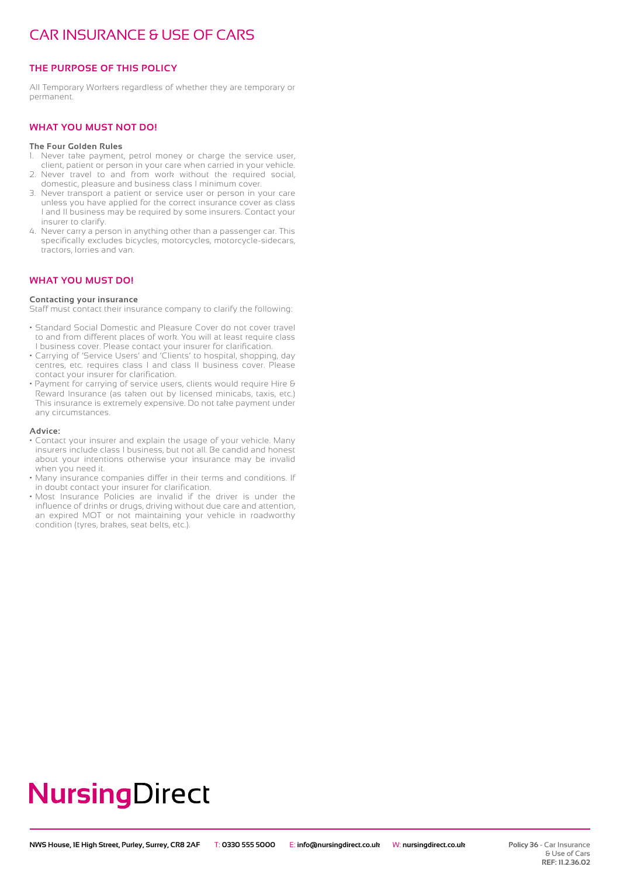# CAR INSURANCE & USE OF CARS

## THE PURPOSE OF THIS POLICY

All Temporary Workers regardless of whether they are temporary or permanent.

## WHAT YOU MUST NOT DO!

**The Four Golden Rules**

1. Never take payment, petrol money or charge the service user, client, patient or person in your care when carried in your vehicle.
2. Never travel to and from work without the required social, domestic, pleasure and business class I minimum cover.
3. Never transport a patient or service user or person in your care unless you have applied for the correct insurance cover as class I and II business may be required by some insurers. Contact your insurer to clarify.
4. Never carry a person in anything other than a passenger car. This specifically excludes bicycles, motorcycles, motorcycle-sidecars, tractors, lorries and van.

## WHAT YOU MUST DO!

**Contacting your insurance**

Staff must contact their insurance company to clarify the following:

- Standard Social Domestic and Pleasure Cover do not cover travel to and from different places of work. You will at least require class I business cover. Please contact your insurer for clarification.
- Carrying of 'Service Users' and 'Clients' to hospital, shopping, day centres, etc. requires class I and class II business cover. Please contact your insurer for clarification.
- Payment for carrying of service users, clients would require Hire & Reward Insurance (as taken out by licensed minicabs, taxis, etc.) This insurance is extremely expensive. Do not take payment under any circumstances.

**Advice:**

- Contact your insurer and explain the usage of your vehicle. Many insurers include class I business, but not all. Be candid and honest about your intentions otherwise your insurance may be invalid when you need it.
- Many insurance companies differ in their terms and conditions. If in doubt contact your insurer for clarification.
- Most Insurance Policies are invalid if the driver is under the influence of drinks or drugs, driving without due care and attention, an expired MOT or not maintaining your vehicle in roadworthy condition (tyres, brakes, seat belts, etc.).

**Nursing**Direct

**NWS House, 1E High Street, Purley, Surrey, CR8 2AF** T: **0330 555 5000** E: **info@nursingdirect.co.uk** W: **nursingdirect.co.uk**

**Policy 36** - Car Insurance & Use of Cars
**REF: 11.2.36.02**